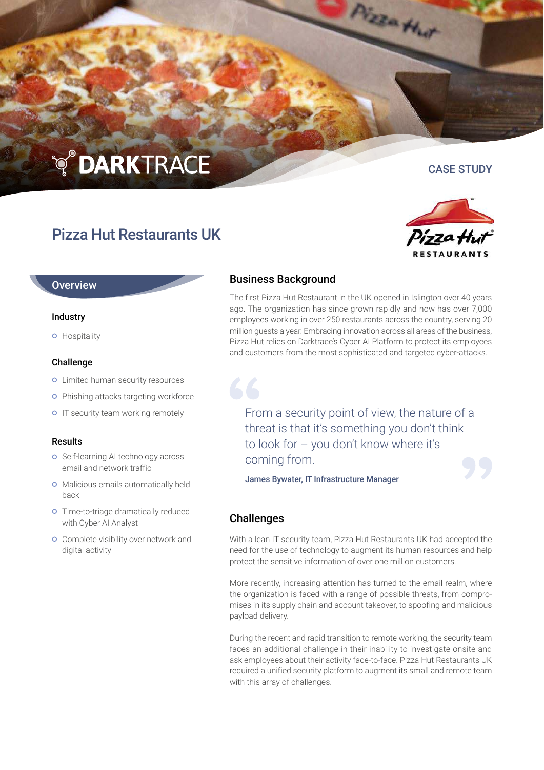DARKTRACE

CASE STUDY

# Pizza Hut Restaurants UK

## Overview

### Industry

- Hospitality

### Challenge

- Limited human security resources
- Phishing attacks targeting workforce
- IT security team working remotely

### Results

- Self-learning AI technology across email and network traffic
- Malicious emails automatically held back
- Time-to-triage dramatically reduced with Cyber AI Analyst
- Complete visibility over network and digital activity

## Business Background

The first Pizza Hut Restaurant in the UK opened in Islington over 40 years ago. The organization has since grown rapidly and now has over 7,000 employees working in over 250 restaurants across the country, serving 20 million guests a year. Embracing innovation across all areas of the business, Pizza Hut relies on Darktrace's Cyber AI Platform to protect its employees and customers from the most sophisticated and targeted cyber-attacks.

> From a security point of view, the nature of a threat is that it's something you don't think to look for – you don't know where it's coming from.
>
> **James Bywater, IT Infrastructure Manager**

## Challenges

With a lean IT security team, Pizza Hut Restaurants UK had accepted the need for the use of technology to augment its human resources and help protect the sensitive information of over one million customers.

More recently, increasing attention has turned to the email realm, where the organization is faced with a range of possible threats, from compromises in its supply chain and account takeover, to spoofing and malicious payload delivery.

During the recent and rapid transition to remote working, the security team faces an additional challenge in their inability to investigate onsite and ask employees about their activity face-to-face. Pizza Hut Restaurants UK required a unified security platform to augment its small and remote team with this array of challenges.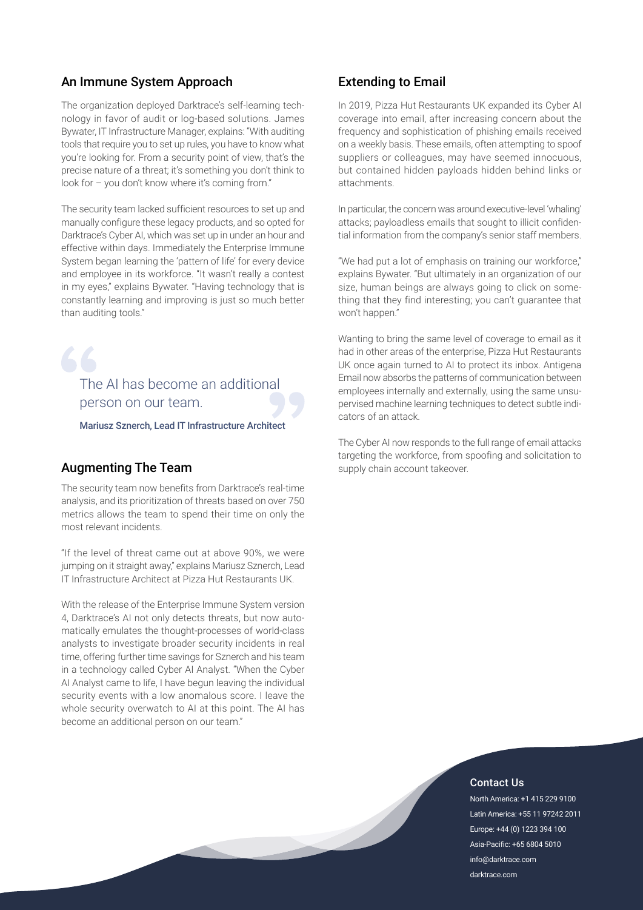## An Immune System Approach

The organization deployed Darktrace's self-learning technology in favor of audit or log-based solutions. James Bywater, IT Infrastructure Manager, explains: "With auditing tools that require you to set up rules, you have to know what you're looking for. From a security point of view, that's the precise nature of a threat; it's something you don't think to look for – you don't know where it's coming from."

The security team lacked sufficient resources to set up and manually configure these legacy products, and so opted for Darktrace's Cyber AI, which was set up in under an hour and effective within days. Immediately the Enterprise Immune System began learning the 'pattern of life' for every device and employee in its workforce. "It wasn't really a contest in my eyes," explains Bywater. "Having technology that is constantly learning and improving is just so much better than auditing tools."

> The AI has become an additional person on our team.
>
> **Mariusz Sznerch, Lead IT Infrastructure Architect**

## Augmenting The Team

The security team now benefits from Darktrace's real-time analysis, and its prioritization of threats based on over 750 metrics allows the team to spend their time on only the most relevant incidents.

"If the level of threat came out at above 90%, we were jumping on it straight away," explains Mariusz Sznerch, Lead IT Infrastructure Architect at Pizza Hut Restaurants UK.

With the release of the Enterprise Immune System version 4, Darktrace's AI not only detects threats, but now automatically emulates the thought-processes of world-class analysts to investigate broader security incidents in real time, offering further time savings for Sznerch and his team in a technology called Cyber AI Analyst. "When the Cyber AI Analyst came to life, I have begun leaving the individual security events with a low anomalous score. I leave the whole security overwatch to AI at this point. The AI has become an additional person on our team."

## Extending to Email

In 2019, Pizza Hut Restaurants UK expanded its Cyber AI coverage into email, after increasing concern about the frequency and sophistication of phishing emails received on a weekly basis. These emails, often attempting to spoof suppliers or colleagues, may have seemed innocuous, but contained hidden payloads hidden behind links or attachments.

In particular, the concern was around executive-level 'whaling' attacks; payloadless emails that sought to illicit confidential information from the company's senior staff members.

"We had put a lot of emphasis on training our workforce," explains Bywater. "But ultimately in an organization of our size, human beings are always going to click on something that they find interesting; you can't guarantee that won't happen."

Wanting to bring the same level of coverage to email as it had in other areas of the enterprise, Pizza Hut Restaurants UK once again turned to AI to protect its inbox. Antigena Email now absorbs the patterns of communication between employees internally and externally, using the same unsupervised machine learning techniques to detect subtle indicators of an attack.

The Cyber AI now responds to the full range of email attacks targeting the workforce, from spoofing and solicitation to supply chain account takeover.

### Contact Us

North America: +1 415 229 9100
Latin America: +55 11 97242 2011
Europe: +44 (0) 1223 394 100
Asia-Pacific: +65 6804 5010
info@darktrace.com
darktrace.com